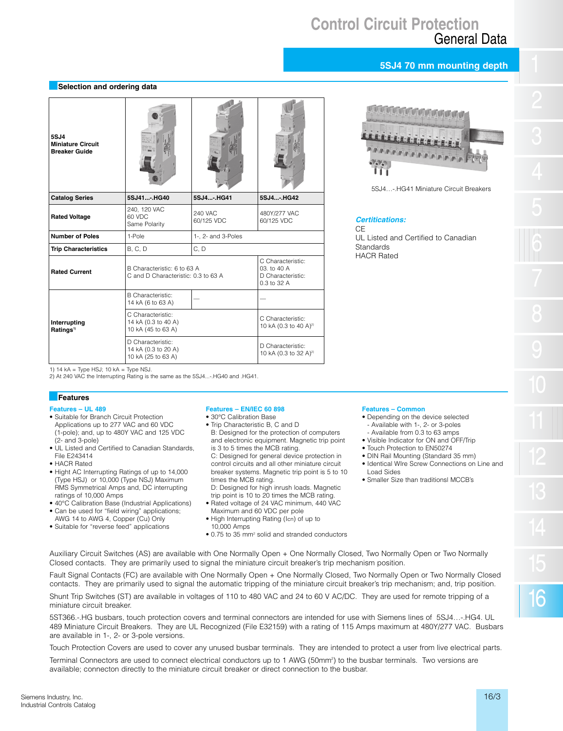# Control Circuit Protection
## General Data

### 5SJ4 70 mm mounting depth

#### Selection and ordering data

| **5SJ4 Miniature Circuit Breaker Guide** | | | |
|---|---|---|---|
| **Catalog Series** | 5SJ41...-.HG40 | 5SJ4...-.HG41 | 5SJ4...-.HG42 |
| **Rated Voltage** | 240, 120 VAC 60 VDC Same Polarity | 240 VAC 60/125 VDC | 480Y/277 VAC 60/125 VDC |
| **Number of Poles** | 1-Pole | 1-, 2- and 3-Poles | |
| **Trip Characteristics** | B, C, D | C, D | |
| **Rated Current** | B Characteristic: 6 to 63 A C and D Characteristic: 0.3 to 63 A | | C Characteristic: 03. to 40 A D Characteristic: 0.3 to 32 A |
| **Interrupting Ratings**[1] | B Characteristic: 14 kA (6 to 63 A) | — | — |
| | C Characteristic: 14 kA (0.3 to 40 A) 10 kA (45 to 63 A) | | C Characteristic: 10 kA (0.3 to 40 A)[2] |
| | D Characteristic: 14 kA (0.3 to 20 A) 10 kA (25 to 63 A) | | D Characteristic: 10 kA (0.3 to 32 A)[2] |

1) 14 kA = Type HSJ; 10 kA = Type NSJ.
2) At 240 VAC the Interrupting Rating is the same as the 5SJ4...-.HG40 and .HG41.

5SJ4…-.HG41 Miniature Circuit Breakers

***Certitications:***
CE
UL Listed and Certified to Canadian Standards
HACR Rated

#### Features

**Features – UL 489**

- Suitable for Branch Circuit Protection Applications up to 277 VAC and 60 VDC (1-pole); and, up to 480Y VAC and 125 VDC (2- and 3-pole)
- UL Listed and Certified to Canadian Standards, File E243414
- HACR Rated
- Hight AC Interrupting Ratings of up to 14,000 (Type HSJ) or 10,000 (Type NSJ) Maximum RMS Symmetrical Amps and, DC interrupting ratings of 10,000 Amps
- 40°C Calibration Base (Industrial Applications)
- Can be used for "field wiring" applications; AWG 14 to AWG 4, Copper (Cu) Only
- Suitable for "reverse feed" applications

**Features – EN/IEC 60 898**

- 30°C Calibration Base
- Trip Characteristic B, C and D
  B: Designed for the protection of computers and electronic equipment. Magnetic trip point is 3 to 5 times the MCB rating.
  C: Designed for general device protection in control circuits and all other miniature circuit breaker systems. Magnetic trip point is 5 to 10 times the MCB rating.
  D: Designed for high inrush loads. Magnetic trip point is 10 to 20 times the MCB rating.
- Rated voltage of 24 VAC minimum, 440 VAC Maximum and 60 VDC per pole
- High Interrupting Rating ($I_{cn}$) of up to 10,000 Amps
- 0.75 to 35 mm² solid and stranded conductors

**Features – Common**

- Depending on the device selected
  - Available with 1-, 2- or 3-poles
  - Available from 0.3 to 63 amps
- Visible Indicator for ON and OFF/Trip
- Touch Protection to EN50274
- DIN Rail Mounting (Standard 35 mm)
- Identical WIre Screw Connections on Line and Load Sides
- Smaller Size than traditionsl MCCB's

Auxiliary Circuit Switches (AS) are available with One Normally Open + One Normally Closed, Two Normally Open or Two Normally Closed contacts. They are primarily used to signal the miniature circuit breaker's trip mechanism position.

Fault Signal Contacts (FC) are available with One Normally Open + One Normally Closed, Two Normally Open or Two Normally Closed contacts. They are primarily used to signal the automatic tripping of the miniature circuit breaker's trip mechanism; and, trip position.

Shunt Trip Switches (ST) are available in voltages of 110 to 480 VAC and 24 to 60 V AC/DC. They are used for remote tripping of a miniature circuit breaker.

5ST366.-.HG busbars, touch protection covers and terminal connectors are intended for use with Siemens lines of 5SJ4…-.HG4. UL 489 Miniature Circuit Breakers. They are UL Recognized (File E32159) with a rating of 115 Amps maximum at 480Y/277 VAC. Busbars are available in 1-, 2- or 3-pole versions.

Touch Protection Covers are used to cover any unused busbar terminals. They are intended to protect a user from live electrical parts.

Terminal Connectors are used to connect electrical conductors up to 1 AWG (50mm²) to the busbar terminals. Two versions are available; connecton directly to the miniature circuit breaker or direct connection to the busbar.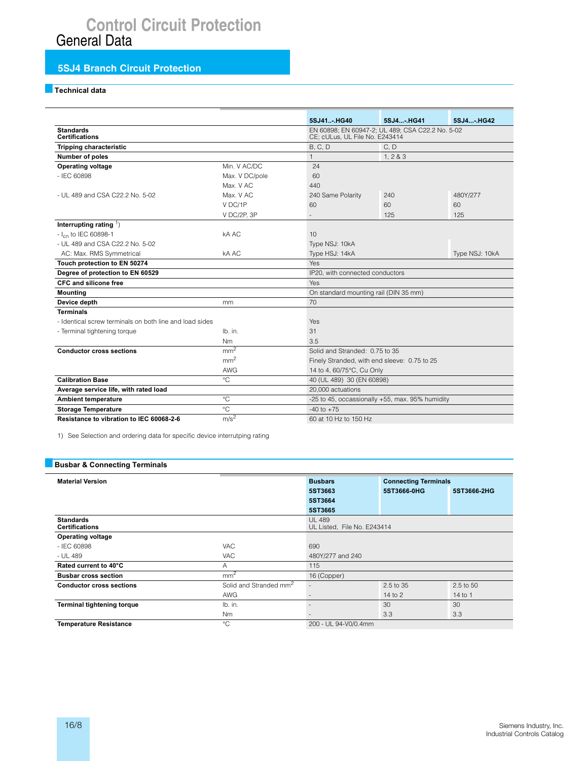# Control Circuit Protection
## General Data

## 5SJ4 Branch Circuit Protection

### Technical data

| | | 5SJ41..-.HG40 | 5SJ4...-.HG41 | 5SJ4...-.HG42 |
|---|---|---|---|---|
| **Standards** **Certifications** | | EN 60898; EN 60947-2; UL 489; CSA C22.2 No. 5-02 CE; cULus, UL File No. E243414 | | |
| **Tripping characteristic** | | B, C, D | C, D | |
| **Number of poles** | | 1 | 1, 2 & 3 | |
| **Operating voltage** | Min. V AC/DC | 24 | | |
| - IEC 60898 | Max. V DC/pole | 60 | | |
| | Max. V AC | 440 | | |
| - UL 489 and CSA C22.2 No. 5-02 | Max. V AC | 240 Same Polarity | 240 | 480Y/277 |
| | V DC/1P | 60 | 60 | 60 |
| | V DC/2P, 3P | - | 125 | 125 |
| **Interrupting rating** [1] | | | | |
| - $I_{cn}$ to IEC 60898-1 | kA AC | 10 | | |
| - UL 489 and CSA C22.2 No. 5-02 | | Type NSJ: 10kA | | |
| AC: Max. RMS Symmetrical | kA AC | Type HSJ: 14kA | | Type NSJ: 10kA |
| **Touch protection to EN 50274** | | Yes | | |
| **Degree of protection to EN 60529** | | IP20, with connected conductors | | |
| **CFC and silicone free** | | Yes | | |
| **Mounting** | | On standard mounting rail (DIN 35 mm) | | |
| **Device depth** | mm | 70 | | |
| **Terminals** | | | | |
| - Identical screw terminals on both line and load sides | | Yes | | |
| - Terminal tightening torque | lb. in. | 31 | | |
| | Nm | 3.5 | | |
| **Conductor cross sections** | $mm^2$ | Solid and Stranded: 0.75 to 35 | | |
| | $mm^2$ | Finely Stranded, with end sleeve: 0.75 to 25 | | |
| | AWG | 14 to 4, 60/75°C, Cu Only | | |
| **Calibration Base** | °C | 40 (UL 489) 30 (EN 60898) | | |
| **Average service life, with rated load** | | 20,000 actuations | | |
| **Ambient temperature** | °C | -25 to 45, occassionally +55, max. 95% humidity | | |
| **Storage Temperature** | °C | -40 to +75 | | |
| **Resistance to vibration to IEC 60068-2-6** | $m/s^2$ | 60 at 10 Hz to 150 Hz | | |

1) See Selection and ordering data for specific device interrutping rating

### Busbar & Connecting Terminals

| **Material Version** | | Busbars | Connecting Terminals | |
|---|---|---|---|---|
| | | 5ST3663<br>5ST3664<br>5ST3665 | 5ST3666-0HG | 5ST3666-2HG |
| **Standards** **Certifications** | | UL 489 UL Listed, File No. E243414 | | |
| **Operating voltage** | | | | |
| - IEC 60898 | VAC | 690 | | |
| - UL 489 | VAC | 480Y/277 and 240 | | |
| **Rated current to 40°C** | A | 115 | | |
| **Busbar cross section** | $mm^2$ | 16 (Copper) | | |
| **Conductor cross sections** | Solid and Stranded $mm^2$ | - | 2.5 to 35 | 2.5 to 50 |
| | AWG | - | 14 to 2 | 14 to 1 |
| **Terminal tightening torque** | lb. in. | - | 30 | 30 |
| | Nm | - | 3.3 | 3.3 |
| **Temperature Resistance** | °C | 200 - UL 94-V0/0.4mm | | |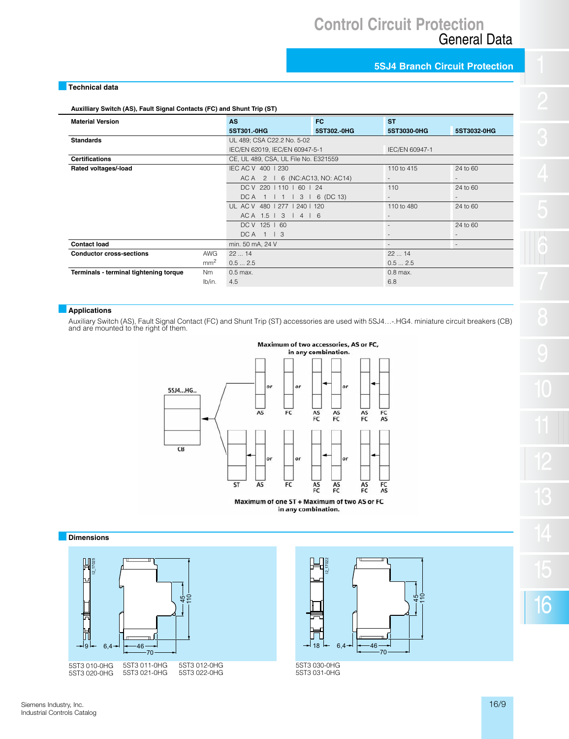# Control Circuit Protection
## General Data

### 5SJ4 Branch Circuit Protection

### Technical data

**Auxilliary Switch (AS), Fault Signal Contacts (FC) and Shunt Trip (ST)**

| Material Version | | AS 5ST301.-0HG | FC 5ST302.-0HG | ST 5ST3030-0HG | 5ST3032-0HG |
|---|---|---|---|---|---|
| **Standards** | | UL 489; CSA C22.2 No. 5-02 | | | |
| | | IEC/EN 62019, IEC/EN 60947-5-1 | | IEC/EN 60947-1 | |
| **Certifications** | | CE, UL 489, CSA, UL File No. E321559 | | | |
| **Rated voltages/-load** | | IEC AC V 400 I 230 | | 110 to 415 | 24 to 60 |
| | | AC A 2 I 6 (NC:AC13, NO: AC14) | | - | - |
| | | DC V 220 I 110 I 60 I 24 | | 110 | 24 to 60 |
| | | DC A 1 I 1 I 3 I 6 (DC 13) | | - | - |
| | | UL AC V 480 I 277 I 240 I 120 | | 110 to 480 | 24 to 60 |
| | | AC A 1.5 I 3 I 4 I 6 | | - | |
| | | DC V 125 I 60 | | - | 24 to 60 |
| | | DC A 1 I 3 | | - | - |
| **Contact load** | | min. 50 mA, 24 V | | - | - |
| **Conductor cross-sections** | AWG | 22 ... 14 | | 22 ... 14 | |
| | mm² | 0.5 ... 2.5 | | 0.5 ... 2.5 | |
| **Terminals - terminal tightening torque** | Nm | 0.5 max. | | 0.8 max. | |
| | lb/in. | 4.5 | | 6.8 | |

### Applications

Auxiliary Switch (AS), Fault Signal Contact (FC) and Shunt Trip (ST) accessories are used with 5SJ4…-.HG4. miniature circuit breakers (CB) and are mounted to the right of them.

Maximum of two accessories, AS or FC, in any combination.

Maximum of one ST + Maximum of two AS or FC in any combination.

### Dimensions

5ST3 010-0HG 5ST3 011-0HG 5ST3 012-0HG
5ST3 020-0HG 5ST3 021-0HG 5ST3 022-0HG

5ST3 030-0HG
5ST3 031-0HG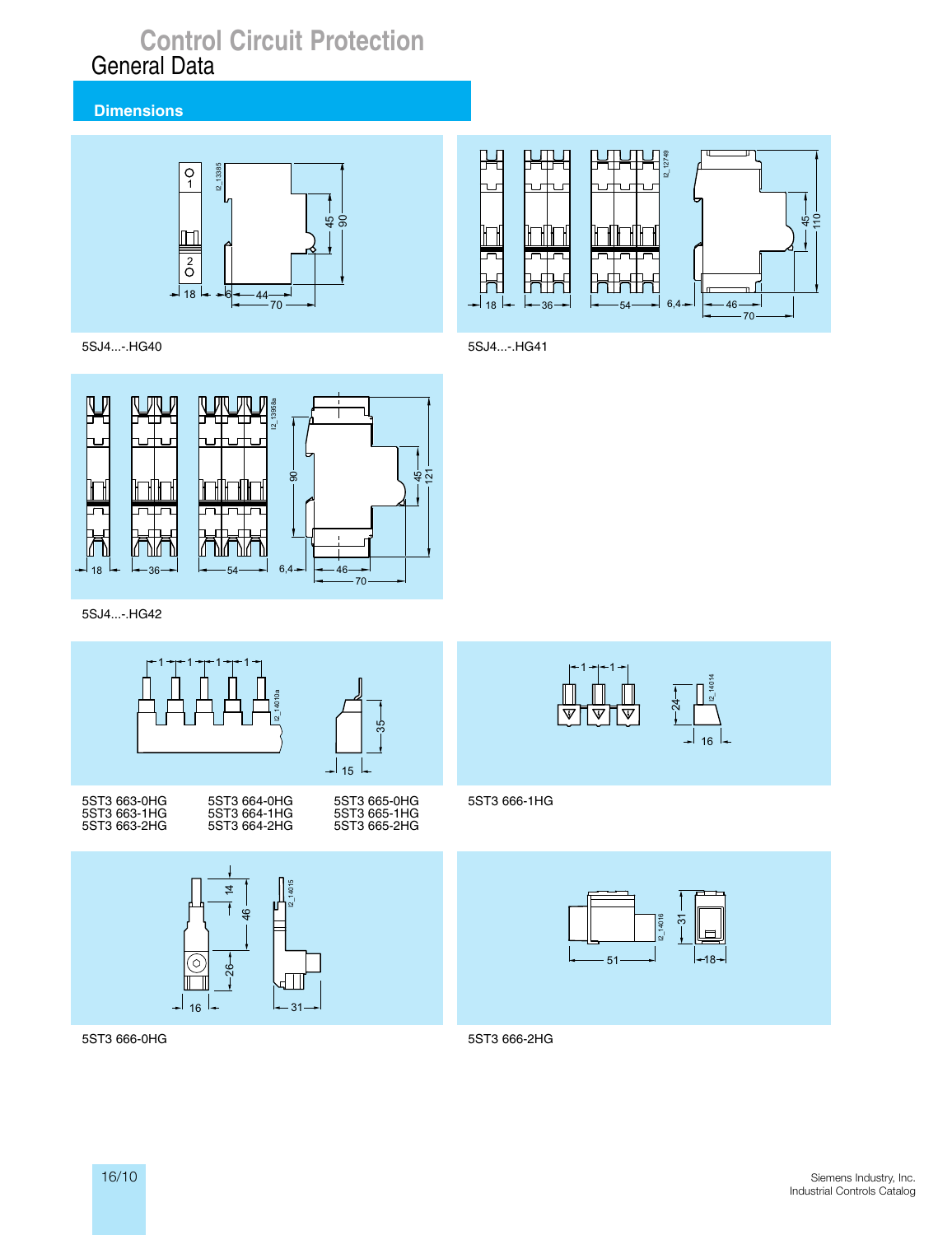# Control Circuit Protection

## General Data

### Dimensions

5SJ4...-.HG40

5SJ4...-.HG41

5SJ4...-.HG42

5ST3 663-0HG
5ST3 663-1HG
5ST3 663-2HG

5ST3 664-0HG
5ST3 664-1HG
5ST3 664-2HG

5ST3 665-0HG
5ST3 665-1HG
5ST3 665-2HG

5ST3 666-1HG

5ST3 666-0HG

5ST3 666-2HG